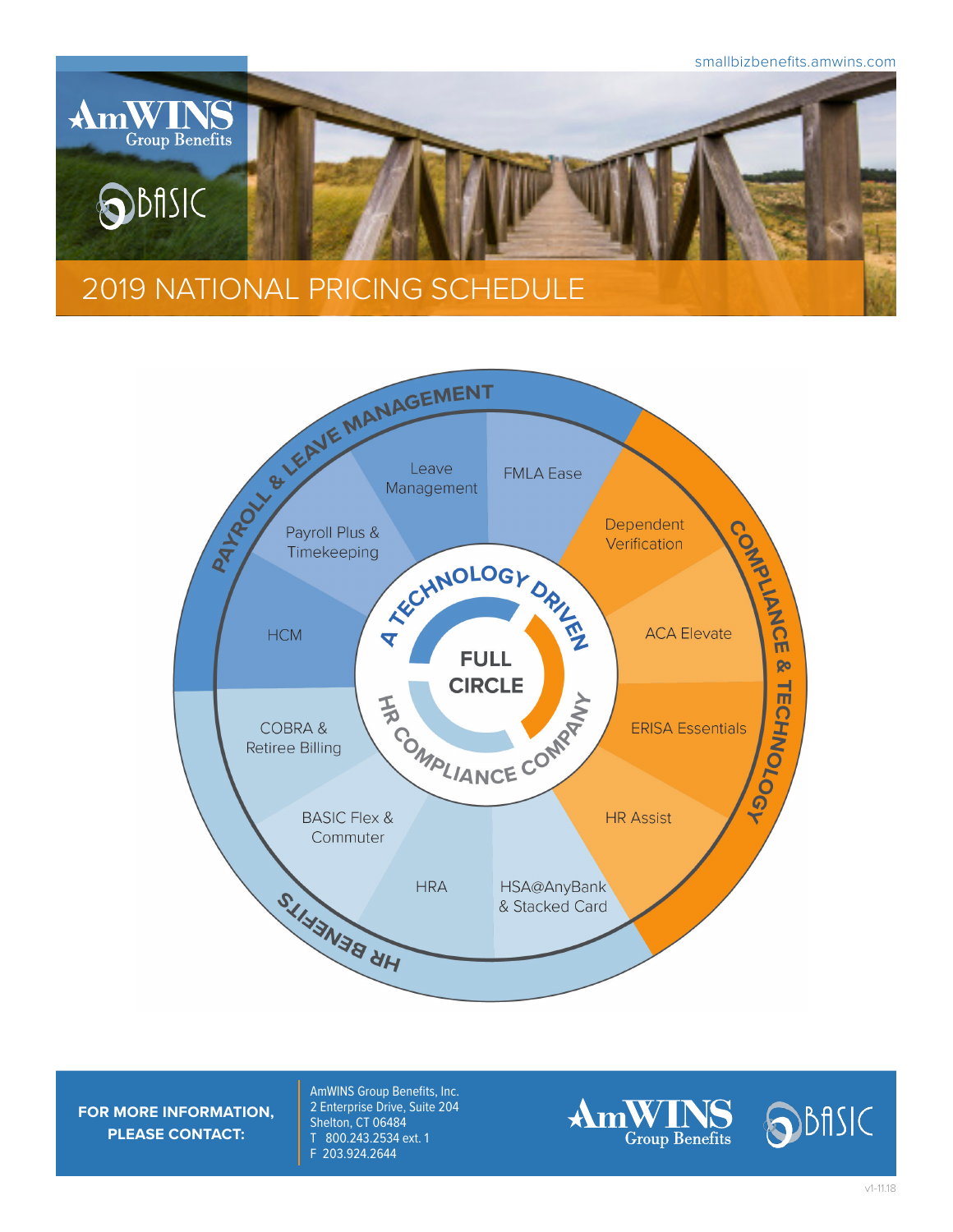smallbizbenefits.amwins.com

AmWINS Group Benefits

BASIC

# 2019 NATIONAL PRICING SCHEDULE

**FULL CIRCLE**

A TECHNOLOGY DRIVEN HR COMPLIANCE COMPANY

## PAYROLL & LEAVE MANAGEMENT

- Leave Management
- FMLA Ease
- Payroll Plus & Timekeeping
- HCM

## COMPLIANCE & TECHNOLOGY

- Dependent Verification
- ACA Elevate
- ERISA Essentials
- HR Assist

## HR BENEFITS

- COBRA & Retiree Billing
- BASIC Flex & Commuter
- HRA
- HSA@AnyBank & Stacked Card

**FOR MORE INFORMATION, PLEASE CONTACT:**

AmWINS Group Benefits, Inc.
2 Enterprise Drive, Suite 204
Shelton, CT 06484
T 800.243.2534 ext. 1
F 203.924.2644

v1-11.18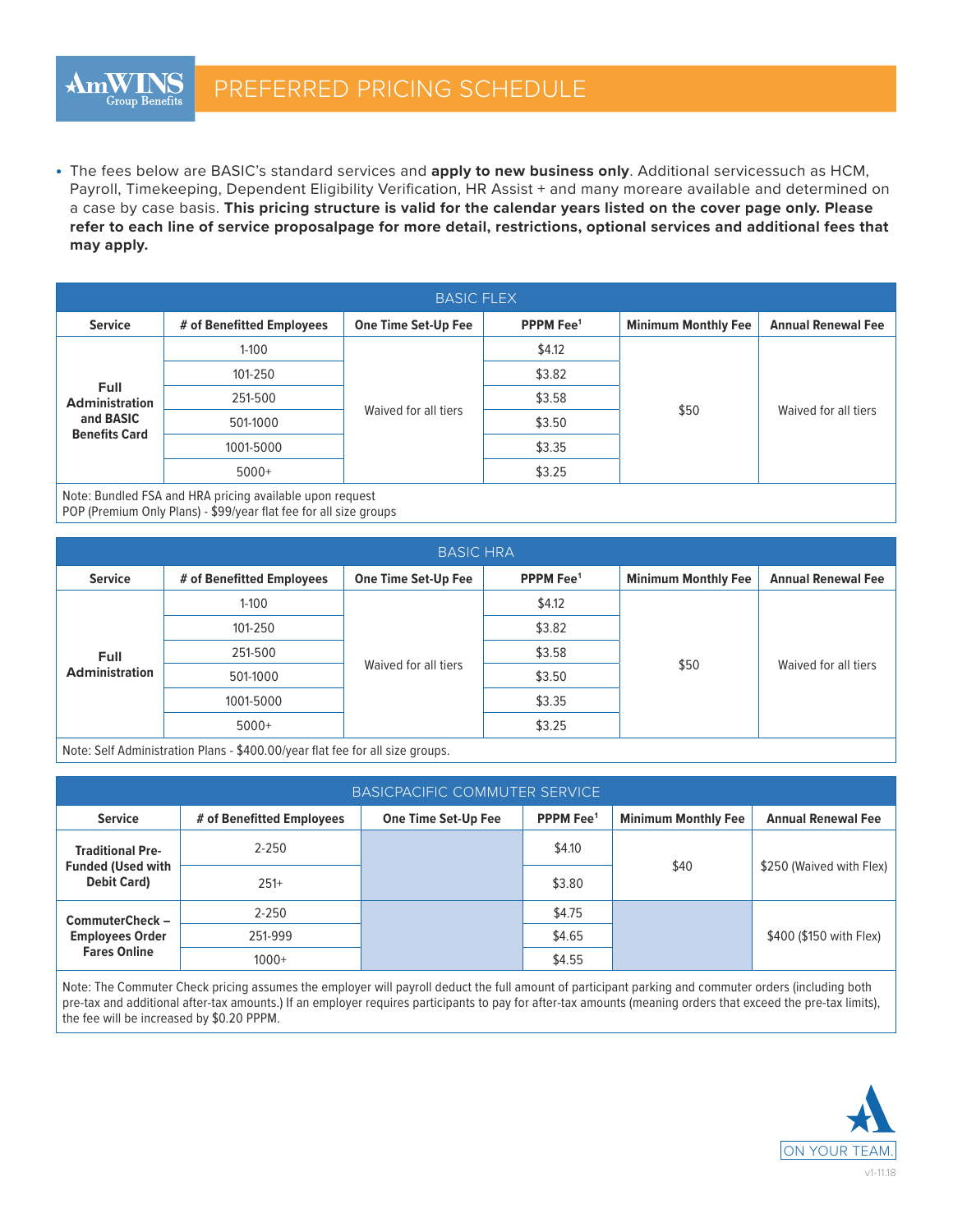# PREFERRED PRICING SCHEDULE

- The fees below are BASIC's standard services and **apply to new business only**. Additional servicessuch as HCM, Payroll, Timekeeping, Dependent Eligibility Verification, HR Assist + and many moreare available and determined on a case by case basis. **This pricing structure is valid for the calendar years listed on the cover page only. Please refer to each line of service proposalpage for more detail, restrictions, optional services and additional fees that may apply.**

## BASIC FLEX

| Service | # of Benefitted Employees | One Time Set-Up Fee | PPPM Fee[1] | Minimum Monthly Fee | Annual Renewal Fee |
|---|---|---|---|---|---|
| Full Administration and BASIC Benefits Card | 1-100 | Waived for all tiers | $4.12 | $50 | Waived for all tiers |
| | 101-250 | | $3.82 | | |
| | 251-500 | | $3.58 | | |
| | 501-1000 | | $3.50 | | |
| | 1001-5000 | | $3.35 | | |
| | 5000+ | | $3.25 | | |

Note: Bundled FSA and HRA pricing available upon request
POP (Premium Only Plans) - $99/year flat fee for all size groups

## BASIC HRA

| Service | # of Benefitted Employees | One Time Set-Up Fee | PPPM Fee[1] | Minimum Monthly Fee | Annual Renewal Fee |
|---|---|---|---|---|---|
| Full Administration | 1-100 | Waived for all tiers | $4.12 | $50 | Waived for all tiers |
| | 101-250 | | $3.82 | | |
| | 251-500 | | $3.58 | | |
| | 501-1000 | | $3.50 | | |
| | 1001-5000 | | $3.35 | | |
| | 5000+ | | $3.25 | | |

Note: Self Administration Plans - $400.00/year flat fee for all size groups.

## BASICPACIFIC COMMUTER SERVICE

| Service | # of Benefitted Employees | One Time Set-Up Fee | PPPM Fee[1] | Minimum Monthly Fee | Annual Renewal Fee |
|---|---|---|---|---|---|
| Traditional Pre-Funded (Used with Debit Card) | 2-250 | | $4.10 | $40 | $250 (Waived with Flex) |
| | 251+ | | $3.80 | | |
| CommuterCheck – Employees Order Fares Online | 2-250 | | $4.75 | | $400 ($150 with Flex) |
| | 251-999 | | $4.65 | | |
| | 1000+ | | $4.55 | | |

Note: The Commuter Check pricing assumes the employer will payroll deduct the full amount of participant parking and commuter orders (including both pre-tax and additional after-tax amounts.) If an employer requires participants to pay for after-tax amounts (meaning orders that exceed the pre-tax limits), the fee will be increased by $0.20 PPPM.

ON YOUR TEAM.

v1-11.18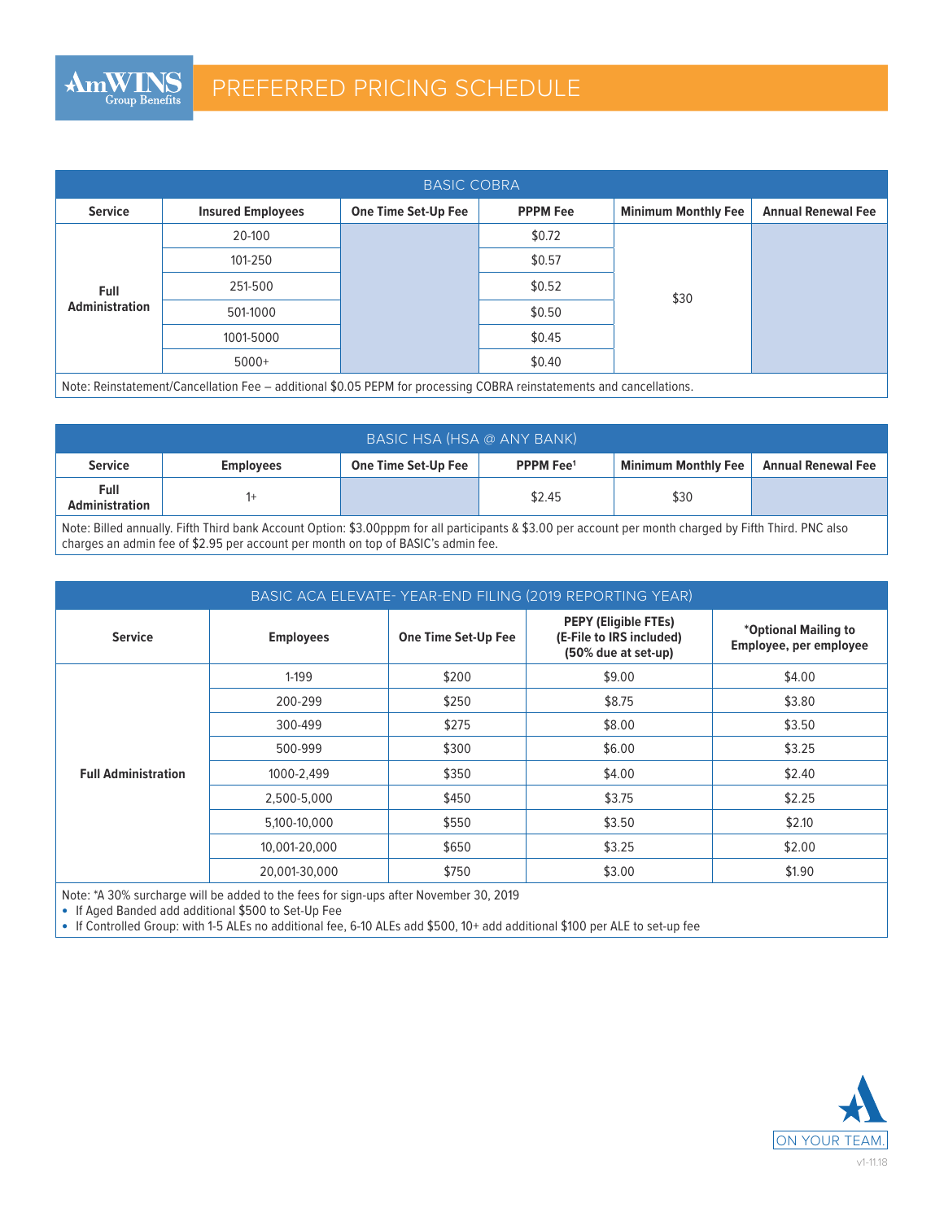# PREFERRED PRICING SCHEDULE

| BASIC COBRA | | | | | |
|---|---|---|---|---|---|
| **Service** | **Insured Employees** | **One Time Set-Up Fee** | **PPPM Fee** | **Minimum Monthly Fee** | **Annual Renewal Fee** |
| **Full Administration** | 20-100 | | $0.72 | $30 | |
| | 101-250 | | $0.57 | | |
| | 251-500 | | $0.52 | | |
| | 501-1000 | | $0.50 | | |
| | 1001-5000 | | $0.45 | | |
| | 5000+ | | $0.40 | | |

Note: Reinstatement/Cancellation Fee – additional $0.05 PEPM for processing COBRA reinstatements and cancellations.

| BASIC HSA (HSA @ ANY BANK) | | | | | |
|---|---|---|---|---|---|
| **Service** | **Employees** | **One Time Set-Up Fee** | **PPPM Fee[1]** | **Minimum Monthly Fee** | **Annual Renewal Fee** |
| **Full Administration** | 1+ | | $2.45 | $30 | |

Note: Billed annually. Fifth Third bank Account Option: $3.00pppm for all participants & $3.00 per account per month charged by Fifth Third. PNC also charges an admin fee of $2.95 per account per month on top of BASIC's admin fee.

| BASIC ACA ELEVATE- YEAR-END FILING (2019 REPORTING YEAR) | | | | |
|---|---|---|---|---|
| **Service** | **Employees** | **One Time Set-Up Fee** | **PEPY (Eligible FTEs) (E-File to IRS included) (50% due at set-up)** | ***Optional Mailing to Employee, per employee** |
| **Full Administration** | 1-199 | $200 | $9.00 | $4.00 |
| | 200-299 | $250 | $8.75 | $3.80 |
| | 300-499 | $275 | $8.00 | $3.50 |
| | 500-999 | $300 | $6.00 | $3.25 |
| | 1000-2,499 | $350 | $4.00 | $2.40 |
| | 2,500-5,000 | $450 | $3.75 | $2.25 |
| | 5,100-10,000 | $550 | $3.50 | $2.10 |
| | 10,001-20,000 | $650 | $3.25 | $2.00 |
| | 20,001-30,000 | $750 | $3.00 | $1.90 |

Note: *A 30% surcharge will be added to the fees for sign-ups after November 30, 2019

- If Aged Banded add additional $500 to Set-Up Fee
- If Controlled Group: with 1-5 ALEs no additional fee, 6-10 ALEs add $500, 10+ add additional $100 per ALE to set-up fee

ON YOUR TEAM.

v1-11.18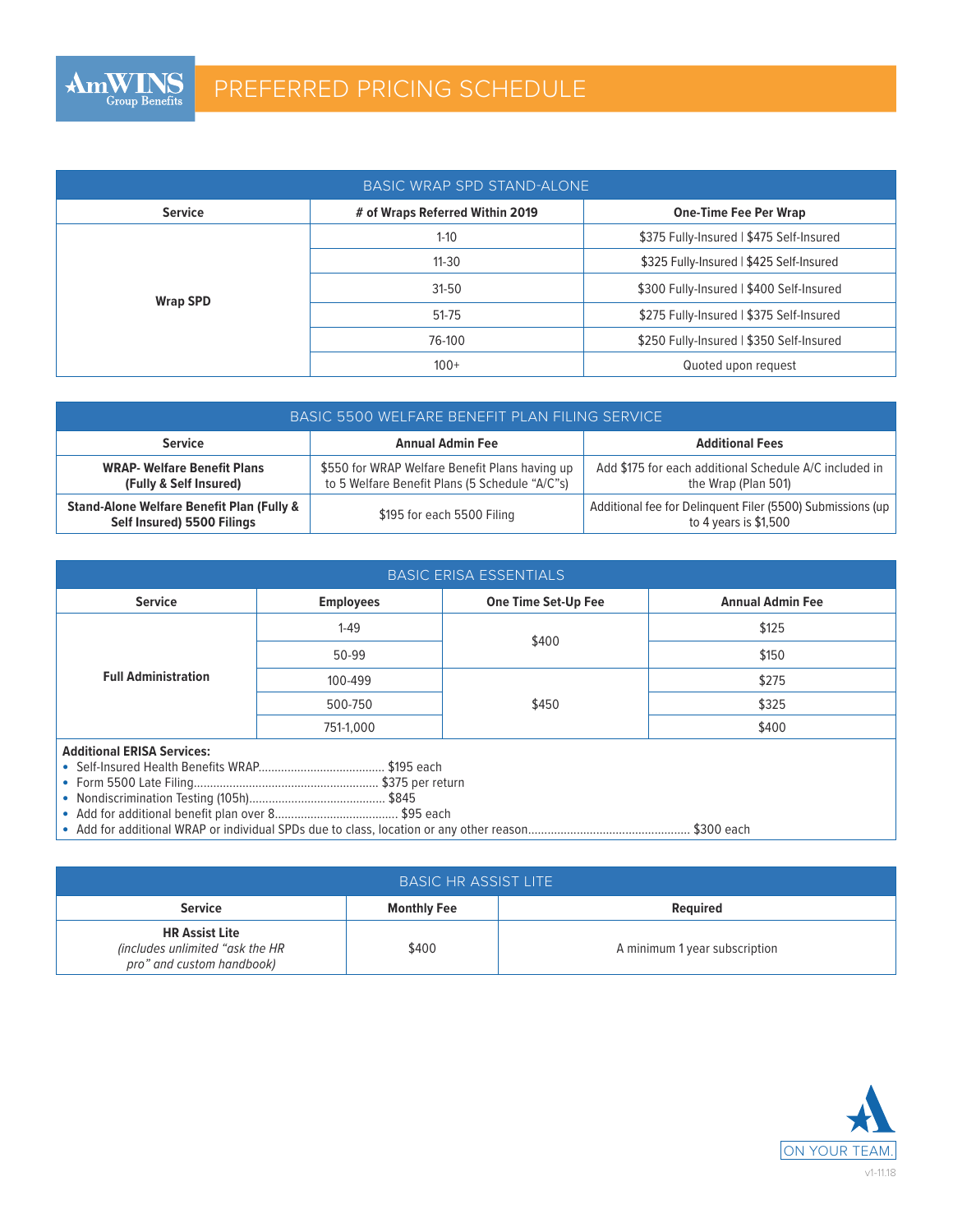# PREFERRED PRICING SCHEDULE

## BASIC WRAP SPD STAND-ALONE

| Service | # of Wraps Referred Within 2019 | One-Time Fee Per Wrap |
|---|---|---|
| **Wrap SPD** | 1-10 | $375 Fully-Insured \| $475 Self-Insured |
| | 11-30 | $325 Fully-Insured \| $425 Self-Insured |
| | 31-50 | $300 Fully-Insured \| $400 Self-Insured |
| | 51-75 | $275 Fully-Insured \| $375 Self-Insured |
| | 76-100 | $250 Fully-Insured \| $350 Self-Insured |
| | 100+ | Quoted upon request |

## BASIC 5500 WELFARE BENEFIT PLAN FILING SERVICE

| Service | Annual Admin Fee | Additional Fees |
|---|---|---|
| **WRAP- Welfare Benefit Plans (Fully & Self Insured)** | $550 for WRAP Welfare Benefit Plans having up to 5 Welfare Benefit Plans (5 Schedule "A/C"s) | Add $175 for each additional Schedule A/C included in the Wrap (Plan 501) |
| **Stand-Alone Welfare Benefit Plan (Fully & Self Insured) 5500 Filings** | $195 for each 5500 Filing | Additional fee for Delinquent Filer (5500) Submissions (up to 4 years is $1,500 |

## BASIC ERISA ESSENTIALS

| Service | Employees | One Time Set-Up Fee | Annual Admin Fee |
|---|---|---|---|
| **Full Administration** | 1-49 | $400 | $125 |
| | 50-99 | | $150 |
| | 100-499 | $450 | $275 |
| | 500-750 | | $325 |
| | 751-1,000 | | $400 |

**Additional ERISA Services:**

- Self-Insured Health Benefits WRAP....................................... $195 each
- Form 5500 Late Filing......................................................... $375 per return
- Nondiscrimination Testing (105h).......................................... $845
- Add for additional benefit plan over 8...................................... $95 each
- Add for additional WRAP or individual SPDs due to class, location or any other reason.................................................. $300 each

## BASIC HR ASSIST LITE

| Service | Monthly Fee | Required |
|---|---|---|
| **HR Assist Lite** *(includes unlimited "ask the HR pro" and custom handbook)* | $400 | A minimum 1 year subscription |

ON YOUR TEAM.

v1-11.18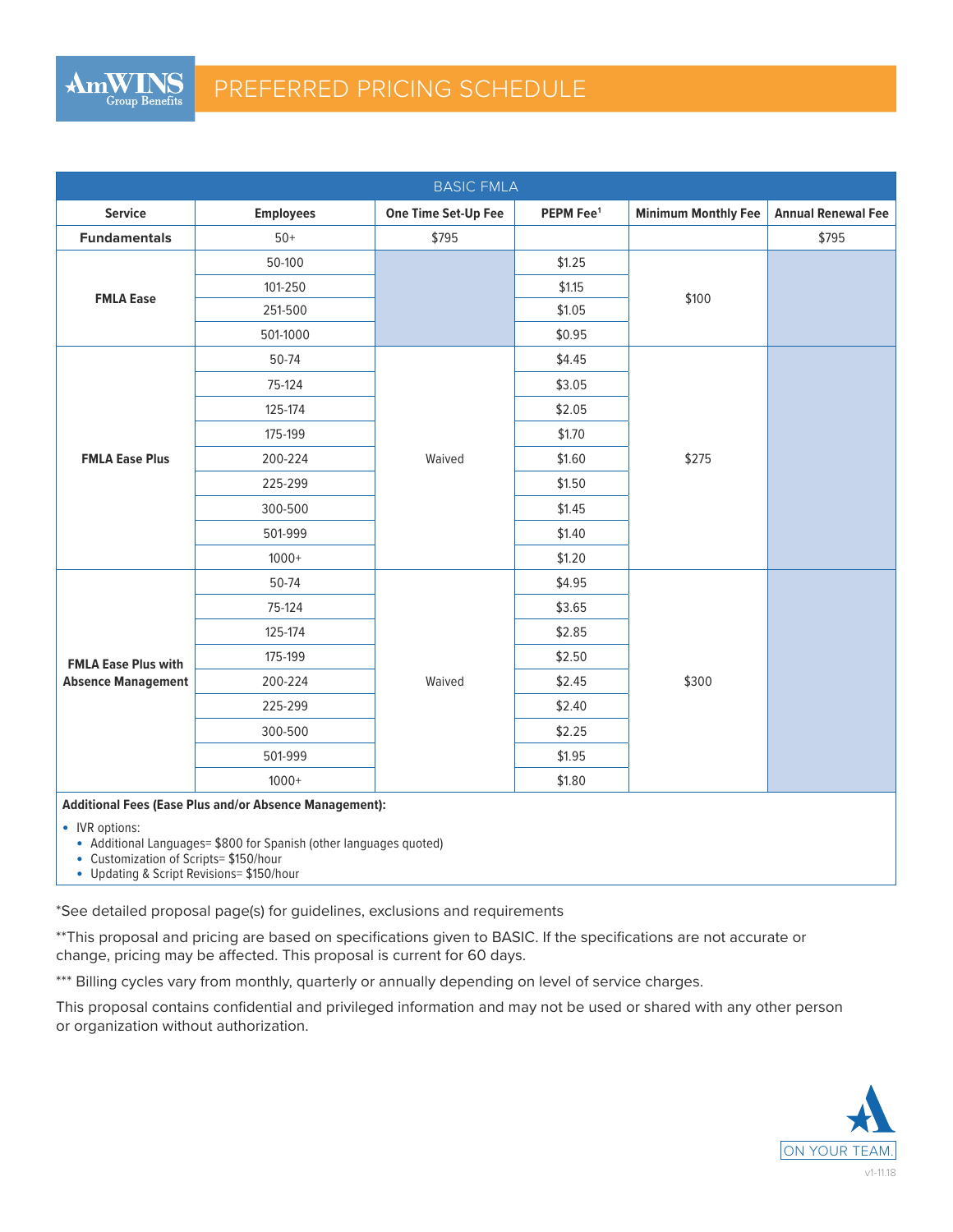# PREFERRED PRICING SCHEDULE

| BASIC FMLA | | | | | |
|---|---|---|---|---|---|
| **Service** | **Employees** | **One Time Set-Up Fee** | **PEPM Fee[1]** | **Minimum Monthly Fee** | **Annual Renewal Fee** |
| **Fundamentals** | 50+ | $795 | | | $795 |
| **FMLA Ease** | 50-100 | | $1.25 | $100 | |
| | 101-250 | | $1.15 | | |
| | 251-500 | | $1.05 | | |
| | 501-1000 | | $0.95 | | |
| **FMLA Ease Plus** | 50-74 | Waived | $4.45 | $275 | |
| | 75-124 | | $3.05 | | |
| | 125-174 | | $2.05 | | |
| | 175-199 | | $1.70 | | |
| | 200-224 | | $1.60 | | |
| | 225-299 | | $1.50 | | |
| | 300-500 | | $1.45 | | |
| | 501-999 | | $1.40 | | |
| | 1000+ | | $1.20 | | |
| **FMLA Ease Plus with Absence Management** | 50-74 | Waived | $4.95 | $300 | |
| | 75-124 | | $3.65 | | |
| | 125-174 | | $2.85 | | |
| | 175-199 | | $2.50 | | |
| | 200-224 | | $2.45 | | |
| | 225-299 | | $2.40 | | |
| | 300-500 | | $2.25 | | |
| | 501-999 | | $1.95 | | |
| | 1000+ | | $1.80 | | |

**Additional Fees (Ease Plus and/or Absence Management):**

- IVR options:
  - Additional Languages= $800 for Spanish (other languages quoted)
  - Customization of Scripts= $150/hour
  - Updating & Script Revisions= $150/hour

*See detailed proposal page(s) for guidelines, exclusions and requirements

**This proposal and pricing are based on specifications given to BASIC. If the specifications are not accurate or change, pricing may be affected. This proposal is current for 60 days.

*** Billing cycles vary from monthly, quarterly or annually depending on level of service charges.

This proposal contains confidential and privileged information and may not be used or shared with any other person or organization without authorization.

ON YOUR TEAM.

v1-11.18